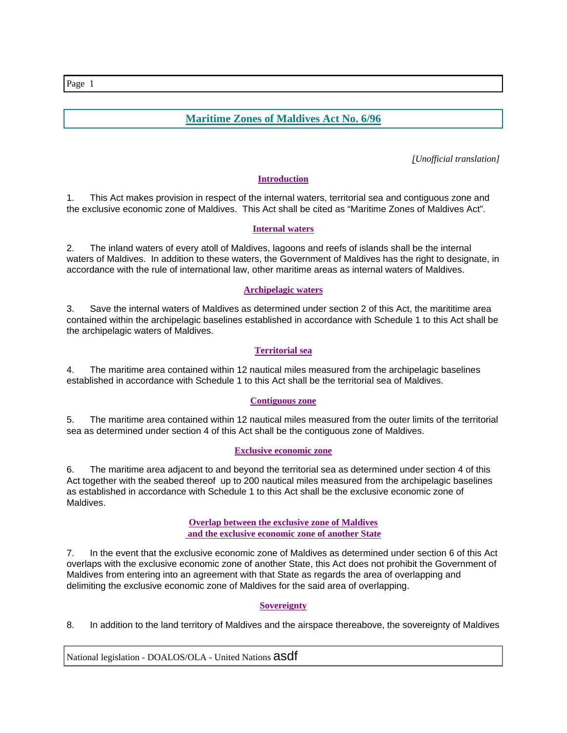# Maritime Zones of Maldives Act No. 6/96

*[Unofficial translation]*

## Introduction

1. This Act makes provision in respect of the internal waters, territorial sea and contiguous zone and the exclusive economic zone of Maldives. This Act shall be cited as "Maritime Zones of Maldives Act".

## Internal waters

2. The inland waters of every atoll of Maldives, lagoons and reefs of islands shall be the internal waters of Maldives. In addition to these waters, the Government of Maldives has the right to designate, in accordance with the rule of international law, other maritime areas as internal waters of Maldives.

## Archipelagic waters

3. Save the internal waters of Maldives as determined under section 2 of this Act, the marititime area contained within the archipelagic baselines established in accordance with Schedule 1 to this Act shall be the archipelagic waters of Maldives.

## Territorial sea

4. The maritime area contained within 12 nautical miles measured from the archipelagic baselines established in accordance with Schedule 1 to this Act shall be the territorial sea of Maldives.

## Contiguous zone

5. The maritime area contained within 12 nautical miles measured from the outer limits of the territorial sea as determined under section 4 of this Act shall be the contiguous zone of Maldives.

## Exclusive economic zone

6. The maritime area adjacent to and beyond the territorial sea as determined under section 4 of this Act together with the seabed thereof up to 200 nautical miles measured from the archipelagic baselines as established in accordance with Schedule 1 to this Act shall be the exclusive economic zone of Maldives.

## Overlap between the exclusive zone of Maldives and the exclusive economic zone of another State

7. In the event that the exclusive economic zone of Maldives as determined under section 6 of this Act overlaps with the exclusive economic zone of another State, this Act does not prohibit the Government of Maldives from entering into an agreement with that State as regards the area of overlapping and delimiting the exclusive economic zone of Maldives for the said area of overlapping.

## Sovereignty

8. In addition to the land territory of Maldives and the airspace thereabove, the sovereignty of Maldives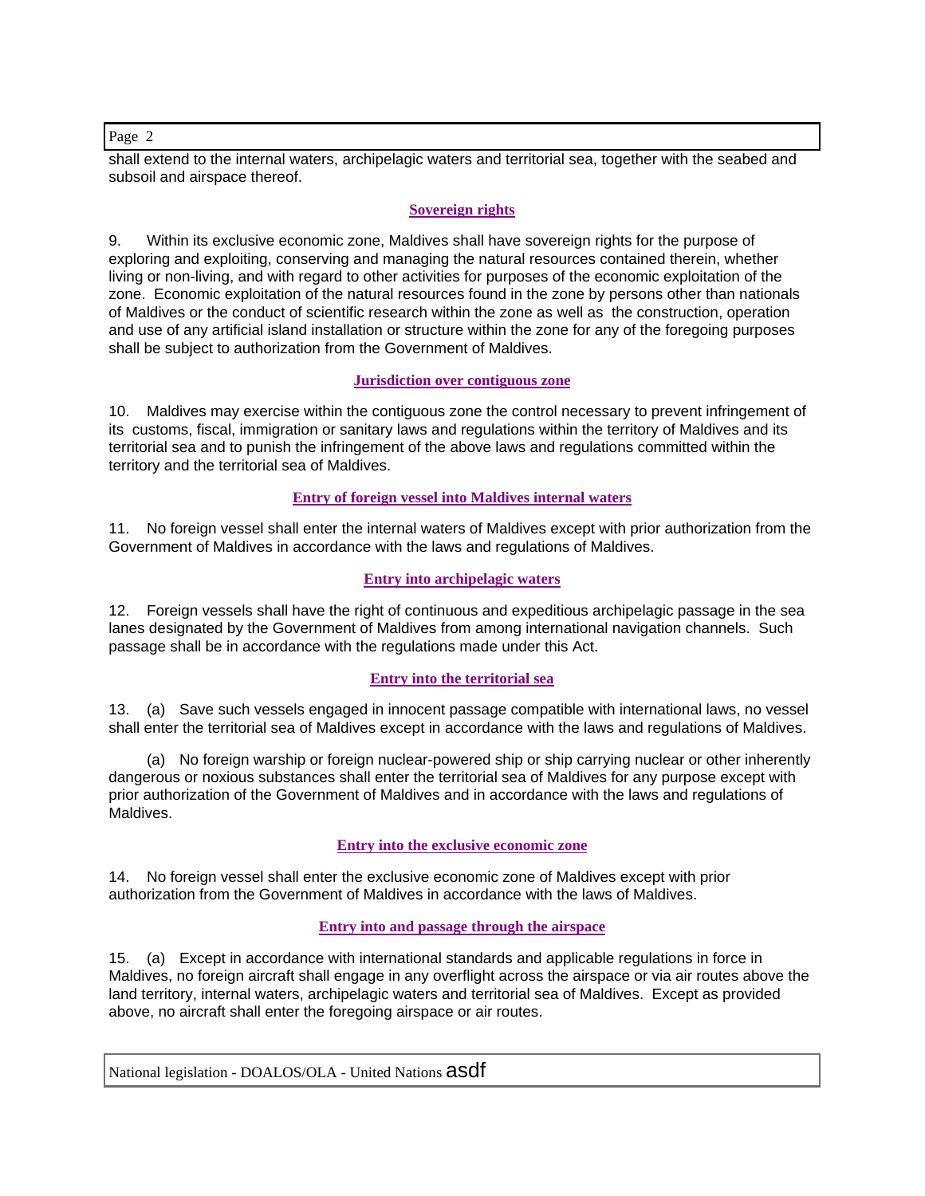shall extend to the internal waters, archipelagic waters and territorial sea, together with the seabed and subsoil and airspace thereof.

### Sovereign rights

9. Within its exclusive economic zone, Maldives shall have sovereign rights for the purpose of exploring and exploiting, conserving and managing the natural resources contained therein, whether living or non-living, and with regard to other activities for purposes of the economic exploitation of the zone. Economic exploitation of the natural resources found in the zone by persons other than nationals of Maldives or the conduct of scientific research within the zone as well as the construction, operation and use of any artificial island installation or structure within the zone for any of the foregoing purposes shall be subject to authorization from the Government of Maldives.

### Jurisdiction over contiguous zone

10. Maldives may exercise within the contiguous zone the control necessary to prevent infringement of its customs, fiscal, immigration or sanitary laws and regulations within the territory of Maldives and its territorial sea and to punish the infringement of the above laws and regulations committed within the territory and the territorial sea of Maldives.

### Entry of foreign vessel into Maldives internal waters

11. No foreign vessel shall enter the internal waters of Maldives except with prior authorization from the Government of Maldives in accordance with the laws and regulations of Maldives.

### Entry into archipelagic waters

12. Foreign vessels shall have the right of continuous and expeditious archipelagic passage in the sea lanes designated by the Government of Maldives from among international navigation channels. Such passage shall be in accordance with the regulations made under this Act.

### Entry into the territorial sea

13. (a) Save such vessels engaged in innocent passage compatible with international laws, no vessel shall enter the territorial sea of Maldives except in accordance with the laws and regulations of Maldives.

(a) No foreign warship or foreign nuclear-powered ship or ship carrying nuclear or other inherently dangerous or noxious substances shall enter the territorial sea of Maldives for any purpose except with prior authorization of the Government of Maldives and in accordance with the laws and regulations of Maldives.

### Entry into the exclusive economic zone

14. No foreign vessel shall enter the exclusive economic zone of Maldives except with prior authorization from the Government of Maldives in accordance with the laws of Maldives.

### Entry into and passage through the airspace

15. (a) Except in accordance with international standards and applicable regulations in force in Maldives, no foreign aircraft shall engage in any overflight across the airspace or via air routes above the land territory, internal waters, archipelagic waters and territorial sea of Maldives. Except as provided above, no aircraft shall enter the foregoing airspace or air routes.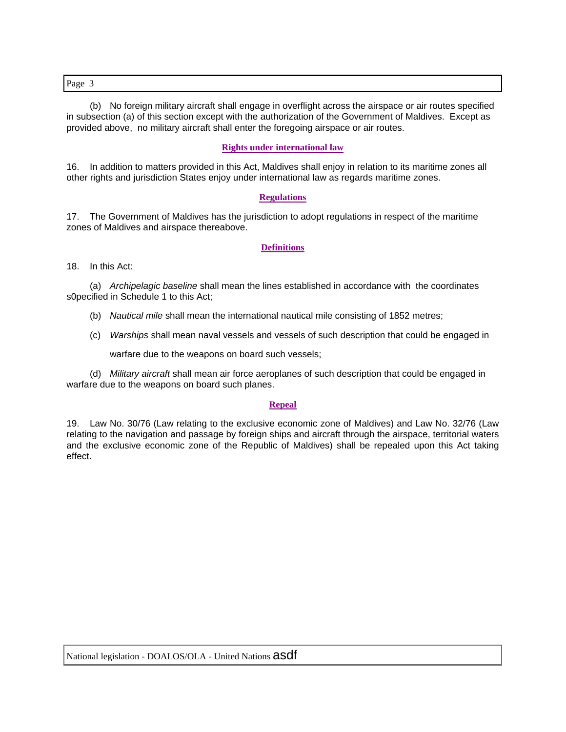(b) No foreign military aircraft shall engage in overflight across the airspace or air routes specified in subsection (a) of this section except with the authorization of the Government of Maldives. Except as provided above, no military aircraft shall enter the foregoing airspace or air routes.

### Rights under international law

16. In addition to matters provided in this Act, Maldives shall enjoy in relation to its maritime zones all other rights and jurisdiction States enjoy under international law as regards maritime zones.

### Regulations

17. The Government of Maldives has the jurisdiction to adopt regulations in respect of the maritime zones of Maldives and airspace thereabove.

### Definitions

18. In this Act:

(a) *Archipelagic baseline* shall mean the lines established in accordance with the coordinates s0pecified in Schedule 1 to this Act;

(b) *Nautical mile* shall mean the international nautical mile consisting of 1852 metres;

(c) *Warships* shall mean naval vessels and vessels of such description that could be engaged in warfare due to the weapons on board such vessels;

(d) *Military aircraft* shall mean air force aeroplanes of such description that could be engaged in warfare due to the weapons on board such planes.

### Repeal

19. Law No. 30/76 (Law relating to the exclusive economic zone of Maldives) and Law No. 32/76 (Law relating to the navigation and passage by foreign ships and aircraft through the airspace, territorial waters and the exclusive economic zone of the Republic of Maldives) shall be repealed upon this Act taking effect.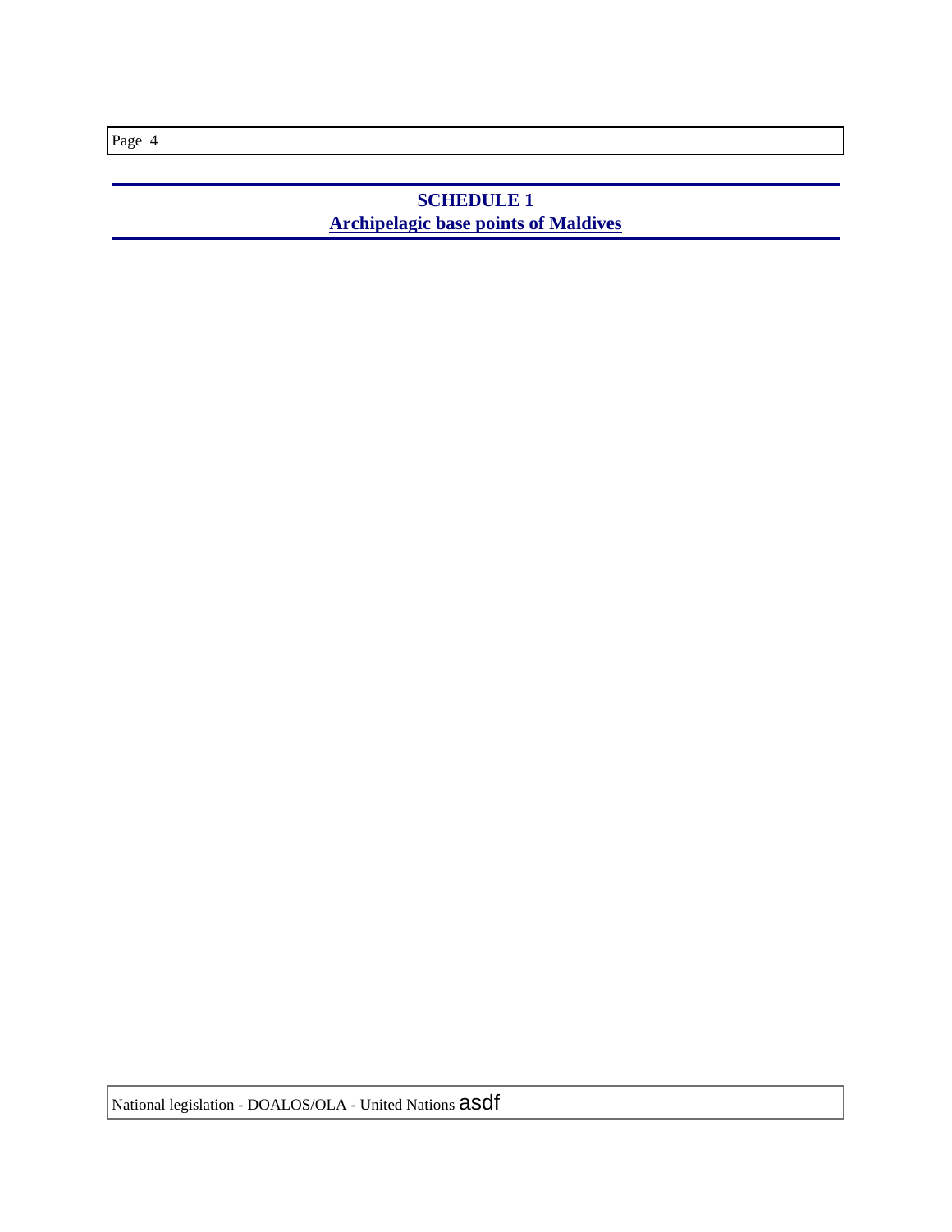## SCHEDULE 1
## Archipelagic base points of Maldives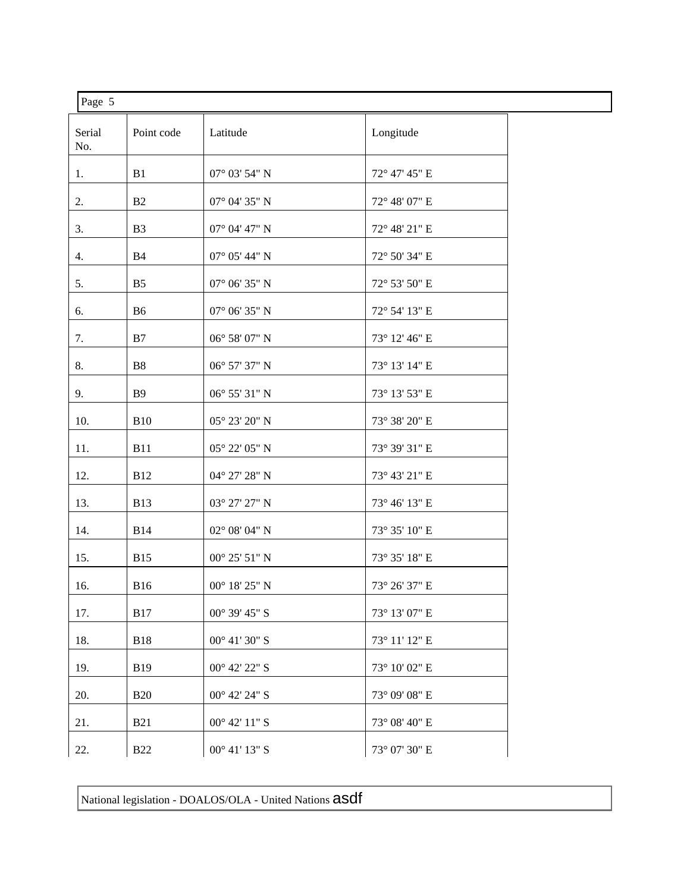| Serial No. | Point code | Latitude | Longitude |
|---|---|---|---|
| 1. | B1 | 07° 03' 54" N | 72° 47' 45" E |
| 2. | B2 | 07° 04' 35" N | 72° 48' 07" E |
| 3. | B3 | 07° 04' 47" N | 72° 48' 21" E |
| 4. | B4 | 07° 05' 44" N | 72° 50' 34" E |
| 5. | B5 | 07° 06' 35" N | 72° 53' 50" E |
| 6. | B6 | 07° 06' 35" N | 72° 54' 13" E |
| 7. | B7 | 06° 58' 07" N | 73° 12' 46" E |
| 8. | B8 | 06° 57' 37" N | 73° 13' 14" E |
| 9. | B9 | 06° 55' 31" N | 73° 13' 53" E |
| 10. | B10 | 05° 23' 20" N | 73° 38' 20" E |
| 11. | B11 | 05° 22' 05" N | 73° 39' 31" E |
| 12. | B12 | 04° 27' 28" N | 73° 43' 21" E |
| 13. | B13 | 03° 27' 27" N | 73° 46' 13" E |
| 14. | B14 | 02° 08' 04" N | 73° 35' 10" E |
| 15. | B15 | 00° 25' 51" N | 73° 35' 18" E |
| 16. | B16 | 00° 18' 25" N | 73° 26' 37" E |
| 17. | B17 | 00° 39' 45" S | 73° 13' 07" E |
| 18. | B18 | 00° 41' 30" S | 73° 11' 12" E |
| 19. | B19 | 00° 42' 22" S | 73° 10' 02" E |
| 20. | B20 | 00° 42' 24" S | 73° 09' 08" E |
| 21. | B21 | 00° 42' 11" S | 73° 08' 40" E |
| 22. | B22 | 00° 41' 13" S | 73° 07' 30" E |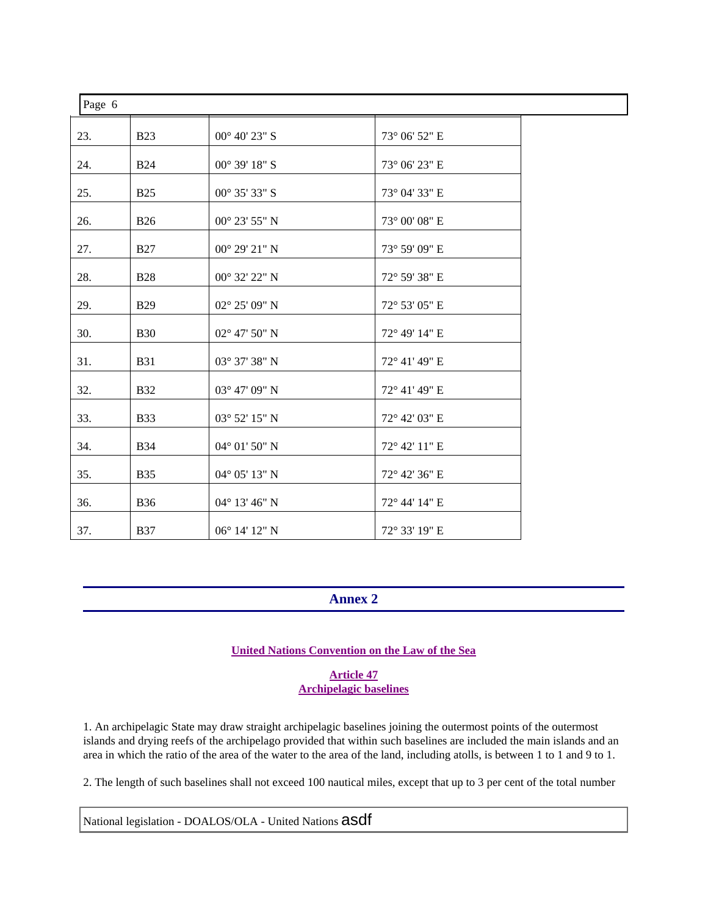| | | | |
|---|---|---|---|
| 23. | B23 | 00° 40' 23" S | 73° 06' 52" E |
| 24. | B24 | 00° 39' 18" S | 73° 06' 23" E |
| 25. | B25 | 00° 35' 33" S | 73° 04' 33" E |
| 26. | B26 | 00° 23' 55" N | 73° 00' 08" E |
| 27. | B27 | 00° 29' 21" N | 73° 59' 09" E |
| 28. | B28 | 00° 32' 22" N | 72° 59' 38" E |
| 29. | B29 | 02° 25' 09" N | 72° 53' 05" E |
| 30. | B30 | 02° 47' 50" N | 72° 49' 14" E |
| 31. | B31 | 03° 37' 38" N | 72° 41' 49" E |
| 32. | B32 | 03° 47' 09" N | 72° 41' 49" E |
| 33. | B33 | 03° 52' 15" N | 72° 42' 03" E |
| 34. | B34 | 04° 01' 50" N | 72° 42' 11" E |
| 35. | B35 | 04° 05' 13" N | 72° 42' 36" E |
| 36. | B36 | 04° 13' 46" N | 72° 44' 14" E |
| 37. | B37 | 06° 14' 12" N | 72° 33' 19" E |

## Annex 2

**United Nations Convention on the Law of the Sea**

**Article 47**
**Archipelagic baselines**

1. An archipelagic State may draw straight archipelagic baselines joining the outermost points of the outermost islands and drying reefs of the archipelago provided that within such baselines are included the main islands and an area in which the ratio of the area of the water to the area of the land, including atolls, is between 1 to 1 and 9 to 1.

2. The length of such baselines shall not exceed 100 nautical miles, except that up to 3 per cent of the total number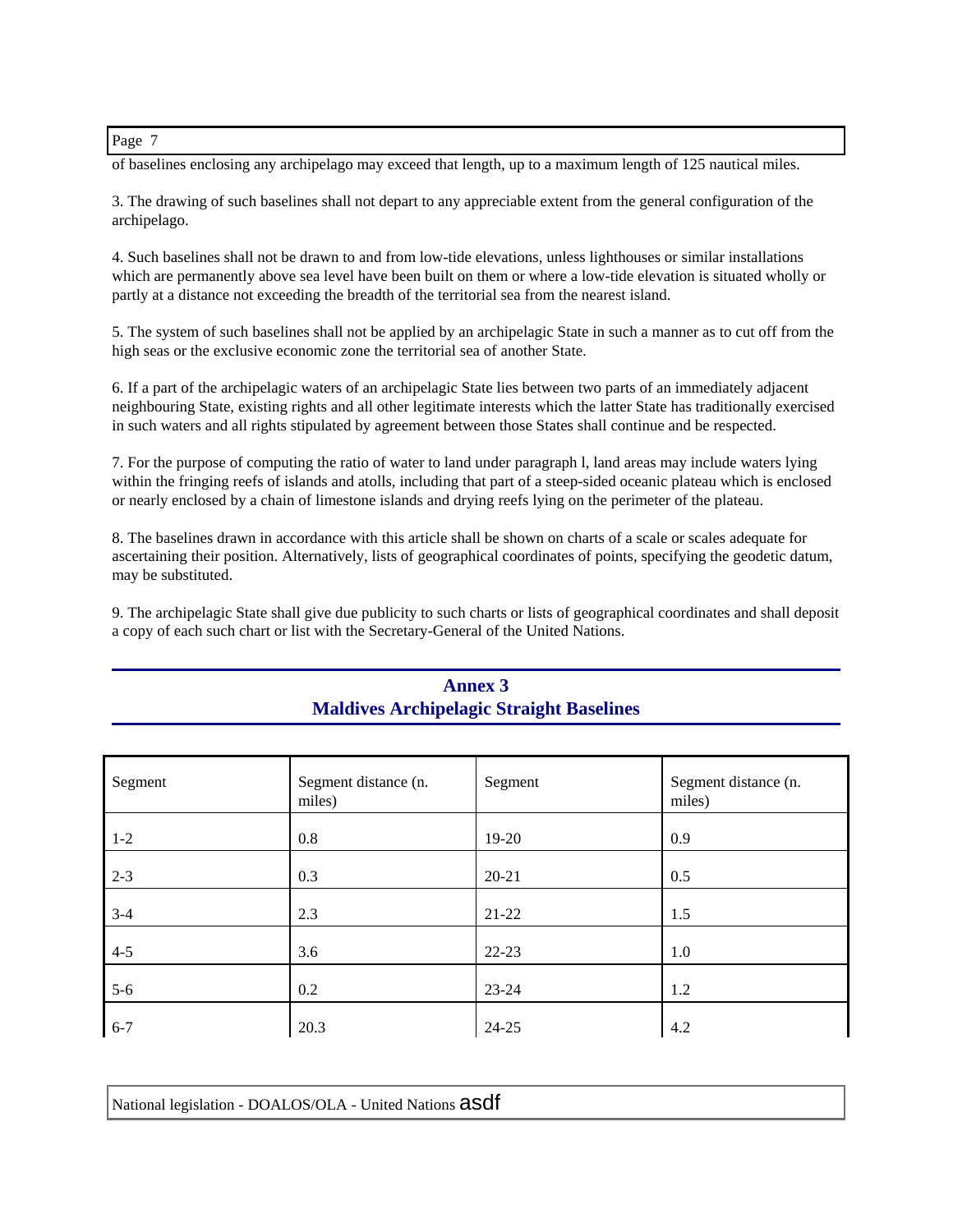of baselines enclosing any archipelago may exceed that length, up to a maximum length of 125 nautical miles.

3. The drawing of such baselines shall not depart to any appreciable extent from the general configuration of the archipelago.

4. Such baselines shall not be drawn to and from low-tide elevations, unless lighthouses or similar installations which are permanently above sea level have been built on them or where a low-tide elevation is situated wholly or partly at a distance not exceeding the breadth of the territorial sea from the nearest island.

5. The system of such baselines shall not be applied by an archipelagic State in such a manner as to cut off from the high seas or the exclusive economic zone the territorial sea of another State.

6. If a part of the archipelagic waters of an archipelagic State lies between two parts of an immediately adjacent neighbouring State, existing rights and all other legitimate interests which the latter State has traditionally exercised in such waters and all rights stipulated by agreement between those States shall continue and be respected.

7. For the purpose of computing the ratio of water to land under paragraph l, land areas may include waters lying within the fringing reefs of islands and atolls, including that part of a steep-sided oceanic plateau which is enclosed or nearly enclosed by a chain of limestone islands and drying reefs lying on the perimeter of the plateau.

8. The baselines drawn in accordance with this article shall be shown on charts of a scale or scales adequate for ascertaining their position. Alternatively, lists of geographical coordinates of points, specifying the geodetic datum, may be substituted.

9. The archipelagic State shall give due publicity to such charts or lists of geographical coordinates and shall deposit a copy of each such chart or list with the Secretary-General of the United Nations.

## Annex 3
## Maldives Archipelagic Straight Baselines

| Segment | Segment distance (n. miles) | Segment | Segment distance (n. miles) |
|---|---|---|---|
| 1-2 | 0.8 | 19-20 | 0.9 |
| 2-3 | 0.3 | 20-21 | 0.5 |
| 3-4 | 2.3 | 21-22 | 1.5 |
| 4-5 | 3.6 | 22-23 | 1.0 |
| 5-6 | 0.2 | 23-24 | 1.2 |
| 6-7 | 20.3 | 24-25 | 4.2 |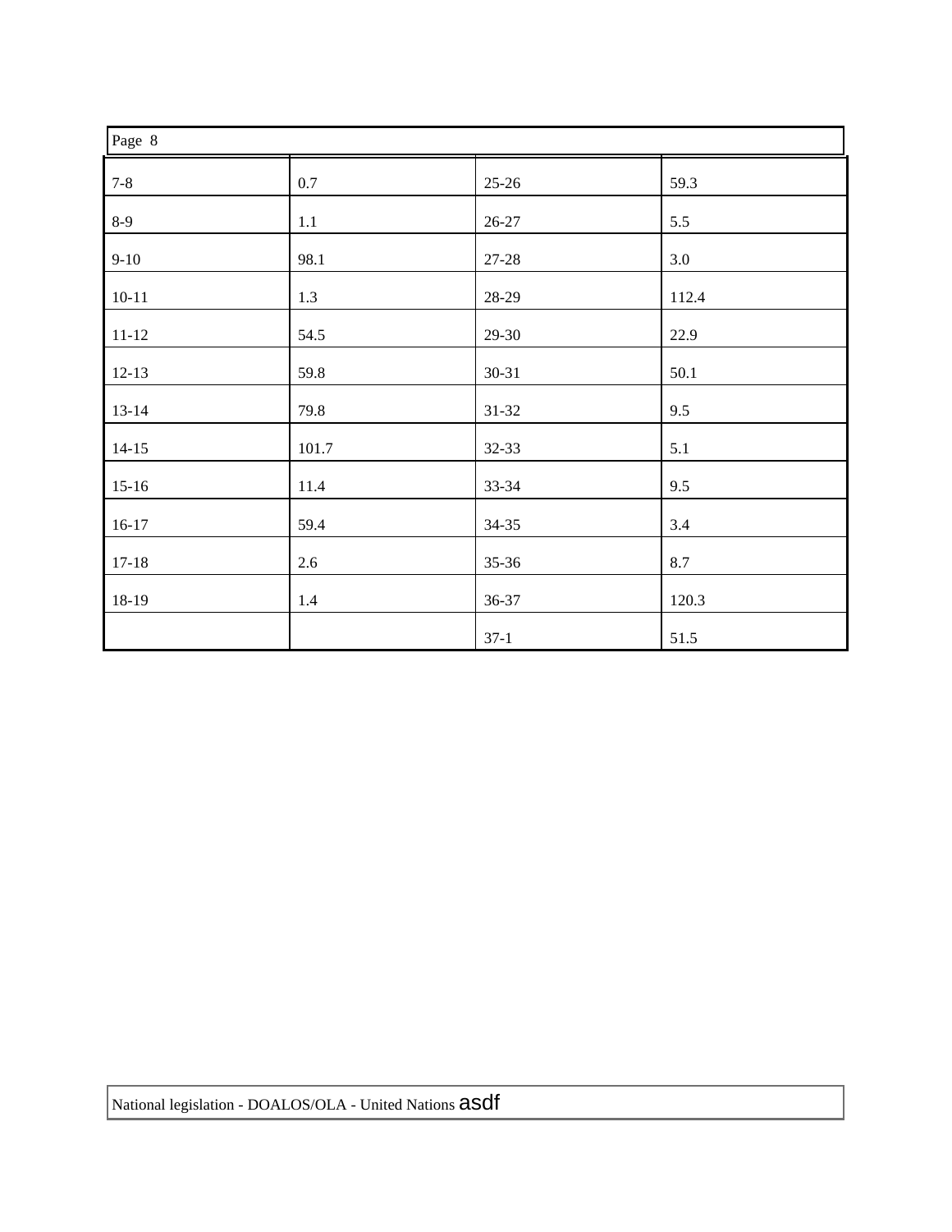| | | | |
|---|---|---|---|
| 7-8 | 0.7 | 25-26 | 59.3 |
| 8-9 | 1.1 | 26-27 | 5.5 |
| 9-10 | 98.1 | 27-28 | 3.0 |
| 10-11 | 1.3 | 28-29 | 112.4 |
| 11-12 | 54.5 | 29-30 | 22.9 |
| 12-13 | 59.8 | 30-31 | 50.1 |
| 13-14 | 79.8 | 31-32 | 9.5 |
| 14-15 | 101.7 | 32-33 | 5.1 |
| 15-16 | 11.4 | 33-34 | 9.5 |
| 16-17 | 59.4 | 34-35 | 3.4 |
| 17-18 | 2.6 | 35-36 | 8.7 |
| 18-19 | 1.4 | 36-37 | 120.3 |
| | | 37-1 | 51.5 |